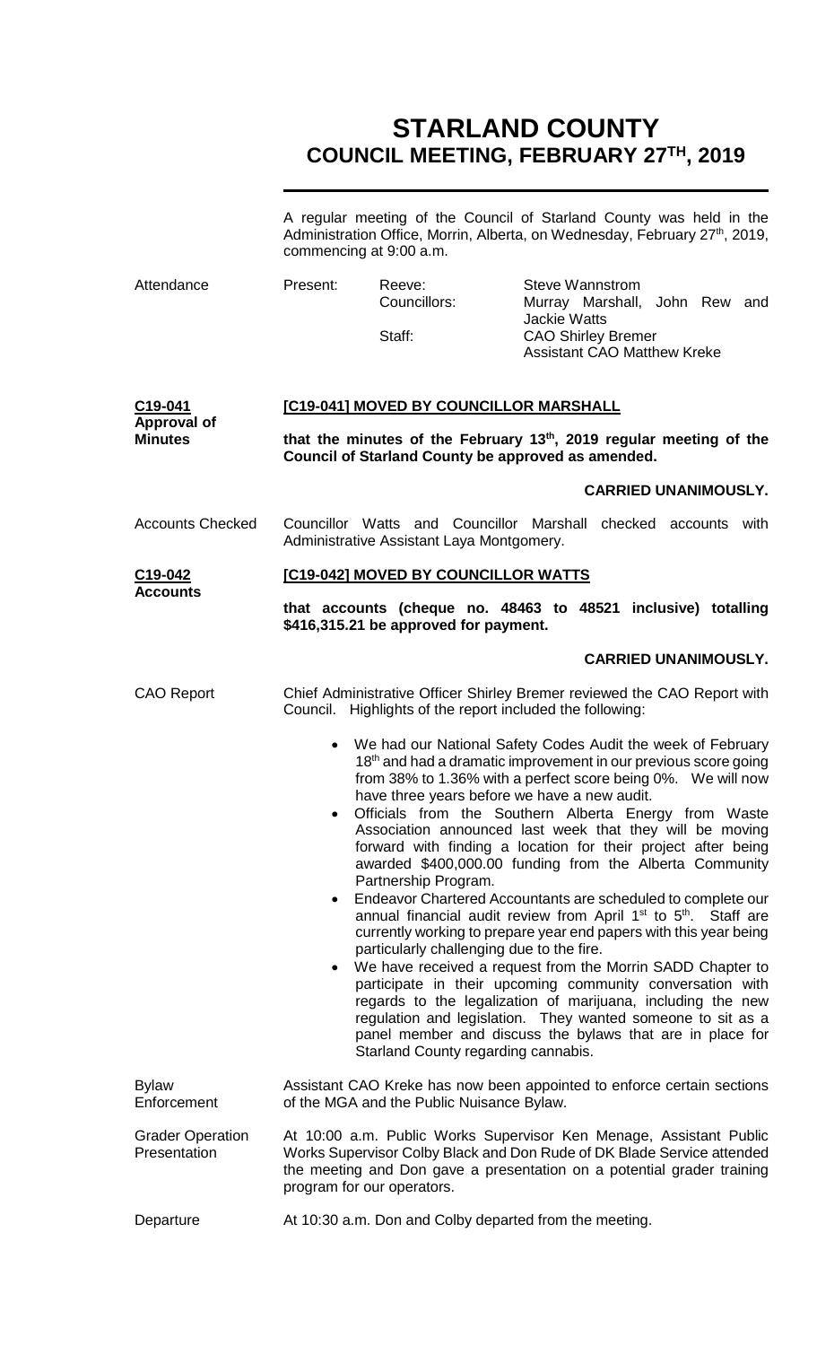# STARLAND COUNTY
## COUNCIL MEETING, FEBRUARY 27TH, 2019

A regular meeting of the Council of Starland County was held in the Administration Office, Morrin, Alberta, on Wednesday, February 27th, 2019, commencing at 9:00 a.m.

**Attendance**

| Present: | Reeve: | Steve Wannstrom |
|---|---|---|
| | Councillors: | Murray Marshall, John Rew and Jackie Watts |
| | Staff: | CAO Shirley Bremer<br>Assistant CAO Matthew Kreke |

**C19-041 Approval of Minutes**

**[C19-041] MOVED BY COUNCILLOR MARSHALL**

**that the minutes of the February 13th, 2019 regular meeting of the Council of Starland County be approved as amended.**

**CARRIED UNANIMOUSLY.**

**Accounts Checked**

Councillor Watts and Councillor Marshall checked accounts with Administrative Assistant Laya Montgomery.

**C19-042 Accounts**

**[C19-042] MOVED BY COUNCILLOR WATTS**

**that accounts (cheque no. 48463 to 48521 inclusive) totalling $416,315.21 be approved for payment.**

**CARRIED UNANIMOUSLY.**

**CAO Report**

Chief Administrative Officer Shirley Bremer reviewed the CAO Report with Council. Highlights of the report included the following:

- We had our National Safety Codes Audit the week of February 18th and had a dramatic improvement in our previous score going from 38% to 1.36% with a perfect score being 0%. We will now have three years before we have a new audit.
- Officials from the Southern Alberta Energy from Waste Association announced last week that they will be moving forward with finding a location for their project after being awarded $400,000.00 funding from the Alberta Community Partnership Program.
- Endeavor Chartered Accountants are scheduled to complete our annual financial audit review from April 1st to 5th. Staff are currently working to prepare year end papers with this year being particularly challenging due to the fire.
- We have received a request from the Morrin SADD Chapter to participate in their upcoming community conversation with regards to the legalization of marijuana, including the new regulation and legislation. They wanted someone to sit as a panel member and discuss the bylaws that are in place for Starland County regarding cannabis.

**Bylaw Enforcement**

Assistant CAO Kreke has now been appointed to enforce certain sections of the MGA and the Public Nuisance Bylaw.

**Grader Operation Presentation**

At 10:00 a.m. Public Works Supervisor Ken Menage, Assistant Public Works Supervisor Colby Black and Don Rude of DK Blade Service attended the meeting and Don gave a presentation on a potential grader training program for our operators.

**Departure**

At 10:30 a.m. Don and Colby departed from the meeting.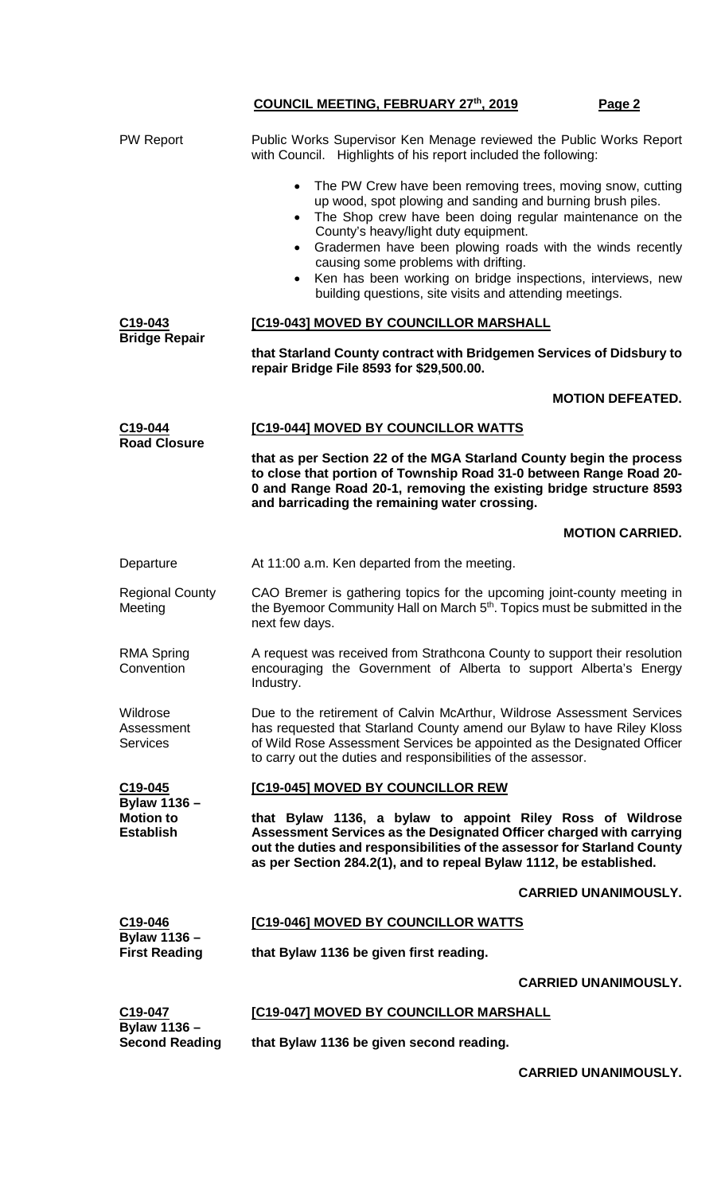PW Report — Public Works Supervisor Ken Menage reviewed the Public Works Report with Council. Highlights of his report included the following:

- The PW Crew have been removing trees, moving snow, cutting up wood, spot plowing and sanding and burning brush piles.
- The Shop crew have been doing regular maintenance on the County's heavy/light duty equipment.
- Gradermen have been plowing roads with the winds recently causing some problems with drifting.
- Ken has been working on bridge inspections, interviews, new building questions, site visits and attending meetings.

**C19-043 Bridge Repair**

**[C19-043] MOVED BY COUNCILLOR MARSHALL**

**that Starland County contract with Bridgemen Services of Didsbury to repair Bridge File 8593 for $29,500.00.**

**MOTION DEFEATED.**

**C19-044 Road Closure**

**[C19-044] MOVED BY COUNCILLOR WATTS**

**that as per Section 22 of the MGA Starland County begin the process to close that portion of Township Road 31-0 between Range Road 20-0 and Range Road 20-1, removing the existing bridge structure 8593 and barricading the remaining water crossing.**

**MOTION CARRIED.**

Departure — At 11:00 a.m. Ken departed from the meeting.

Regional County Meeting — CAO Bremer is gathering topics for the upcoming joint-county meeting in the Byemoor Community Hall on March 5th. Topics must be submitted in the next few days.

RMA Spring Convention — A request was received from Strathcona County to support their resolution encouraging the Government of Alberta to support Alberta's Energy Industry.

Wildrose Assessment Services — Due to the retirement of Calvin McArthur, Wildrose Assessment Services has requested that Starland County amend our Bylaw to have Riley Kloss of Wild Rose Assessment Services be appointed as the Designated Officer to carry out the duties and responsibilities of the assessor.

**C19-045 Bylaw 1136 – Motion to Establish**

**[C19-045] MOVED BY COUNCILLOR REW**

**that Bylaw 1136, a bylaw to appoint Riley Ross of Wildrose Assessment Services as the Designated Officer charged with carrying out the duties and responsibilities of the assessor for Starland County as per Section 284.2(1), and to repeal Bylaw 1112, be established.**

**CARRIED UNANIMOUSLY.**

**C19-046 Bylaw 1136 – First Reading**

**[C19-046] MOVED BY COUNCILLOR WATTS**

**that Bylaw 1136 be given first reading.**

**CARRIED UNANIMOUSLY.**

**C19-047 Bylaw 1136 – Second Reading**

**[C19-047] MOVED BY COUNCILLOR MARSHALL**

**that Bylaw 1136 be given second reading.**

**CARRIED UNANIMOUSLY.**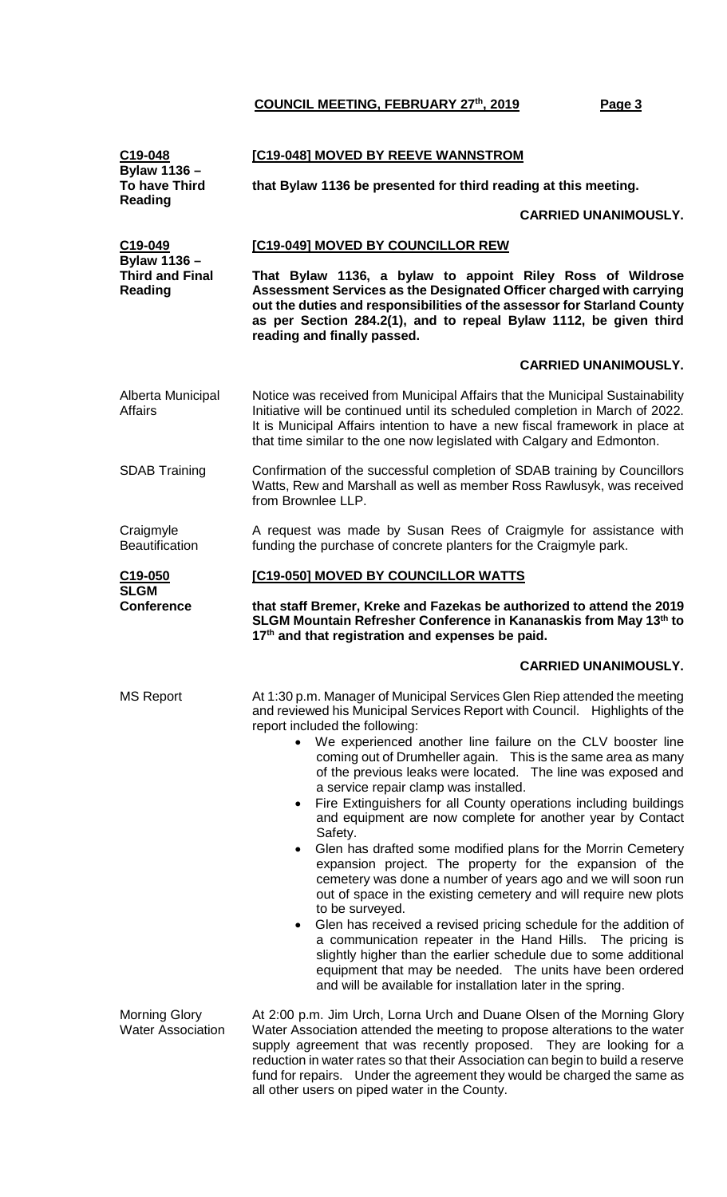**C19-048**
**Bylaw 1136 – To have Third Reading**

**[C19-048] MOVED BY REEVE WANNSTROM**

**that Bylaw 1136 be presented for third reading at this meeting.**

**CARRIED UNANIMOUSLY.**

**C19-049**
**Bylaw 1136 – Third and Final Reading**

**[C19-049] MOVED BY COUNCILLOR REW**

**That Bylaw 1136, a bylaw to appoint Riley Ross of Wildrose Assessment Services as the Designated Officer charged with carrying out the duties and responsibilities of the assessor for Starland County as per Section 284.2(1), and to repeal Bylaw 1112, be given third reading and finally passed.**

**CARRIED UNANIMOUSLY.**

Alberta Municipal Affairs

Notice was received from Municipal Affairs that the Municipal Sustainability Initiative will be continued until its scheduled completion in March of 2022. It is Municipal Affairs intention to have a new fiscal framework in place at that time similar to the one now legislated with Calgary and Edmonton.

SDAB Training

Confirmation of the successful completion of SDAB training by Councillors Watts, Rew and Marshall as well as member Ross Rawlusyk, was received from Brownlee LLP.

Craigmyle Beautification

A request was made by Susan Rees of Craigmyle for assistance with funding the purchase of concrete planters for the Craigmyle park.

**C19-050**
**SLGM Conference**

**[C19-050] MOVED BY COUNCILLOR WATTS**

**that staff Bremer, Kreke and Fazekas be authorized to attend the 2019 SLGM Mountain Refresher Conference in Kananaskis from May 13th to 17th and that registration and expenses be paid.**

**CARRIED UNANIMOUSLY.**

MS Report

At 1:30 p.m. Manager of Municipal Services Glen Riep attended the meeting and reviewed his Municipal Services Report with Council. Highlights of the report included the following:

- We experienced another line failure on the CLV booster line coming out of Drumheller again. This is the same area as many of the previous leaks were located. The line was exposed and a service repair clamp was installed.
- Fire Extinguishers for all County operations including buildings and equipment are now complete for another year by Contact Safety.
- Glen has drafted some modified plans for the Morrin Cemetery expansion project. The property for the expansion of the cemetery was done a number of years ago and we will soon run out of space in the existing cemetery and will require new plots to be surveyed.
- Glen has received a revised pricing schedule for the addition of a communication repeater in the Hand Hills. The pricing is slightly higher than the earlier schedule due to some additional equipment that may be needed. The units have been ordered and will be available for installation later in the spring.

Morning Glory Water Association

At 2:00 p.m. Jim Urch, Lorna Urch and Duane Olsen of the Morning Glory Water Association attended the meeting to propose alterations to the water supply agreement that was recently proposed. They are looking for a reduction in water rates so that their Association can begin to build a reserve fund for repairs. Under the agreement they would be charged the same as all other users on piped water in the County.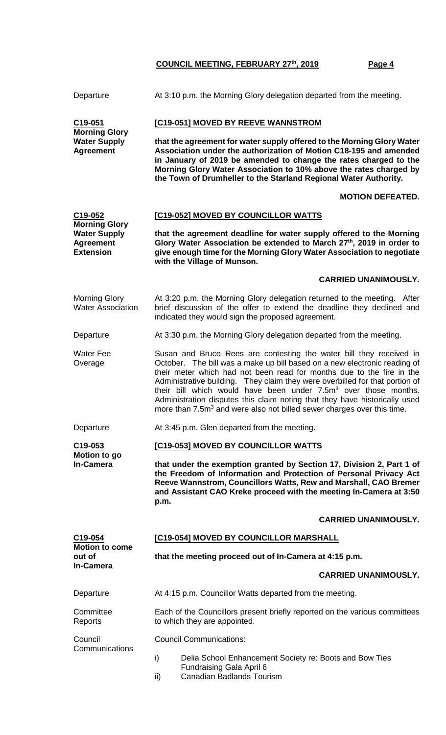**Departure** — At 3:10 p.m. the Morning Glory delegation departed from the meeting.

**C19-051 Morning Glory Water Supply Agreement**

**[C19-051] MOVED BY REEVE WANNSTROM**

**that the agreement for water supply offered to the Morning Glory Water Association under the authorization of Motion C18-195 and amended in January of 2019 be amended to change the rates charged to the Morning Glory Water Association to 10% above the rates charged by the Town of Drumheller to the Starland Regional Water Authority.**

**MOTION DEFEATED.**

**C19-052 Morning Glory Water Supply Agreement Extension**

**[C19-052] MOVED BY COUNCILLOR WATTS**

**that the agreement deadline for water supply offered to the Morning Glory Water Association be extended to March 27th, 2019 in order to give enough time for the Morning Glory Water Association to negotiate with the Village of Munson.**

**CARRIED UNANIMOUSLY.**

**Morning Glory Water Association** — At 3:20 p.m. the Morning Glory delegation returned to the meeting. After brief discussion of the offer to extend the deadline they declined and indicated they would sign the proposed agreement.

**Departure** — At 3:30 p.m. the Morning Glory delegation departed from the meeting.

**Water Fee Overage** — Susan and Bruce Rees are contesting the water bill they received in October. The bill was a make up bill based on a new electronic reading of their meter which had not been read for months due to the fire in the Administrative building. They claim they were overbilled for that portion of their bill which would have been under $7.5m^3$ over those months. Administration disputes this claim noting that they have historically used more than $7.5m^3$ and were also not billed sewer charges over this time.

**Departure** — At 3:45 p.m. Glen departed from the meeting.

**C19-053 Motion to go In-Camera**

**[C19-053] MOVED BY COUNCILLOR WATTS**

**that under the exemption granted by Section 17, Division 2, Part 1 of the Freedom of Information and Protection of Personal Privacy Act Reeve Wannstrom, Councillors Watts, Rew and Marshall, CAO Bremer and Assistant CAO Kreke proceed with the meeting In-Camera at 3:50 p.m.**

**CARRIED UNANIMOUSLY.**

**C19-054 Motion to come out of In-Camera**

**[C19-054] MOVED BY COUNCILLOR MARSHALL**

**that the meeting proceed out of In-Camera at 4:15 p.m.**

**CARRIED UNANIMOUSLY.**

**Departure** — At 4:15 p.m. Councillor Watts departed from the meeting.

**Committee Reports** — Each of the Councillors present briefly reported on the various committees to which they are appointed.

**Council Communications** — Council Communications:

i) Delia School Enhancement Society re: Boots and Bow Ties Fundraising Gala April 6
ii) Canadian Badlands Tourism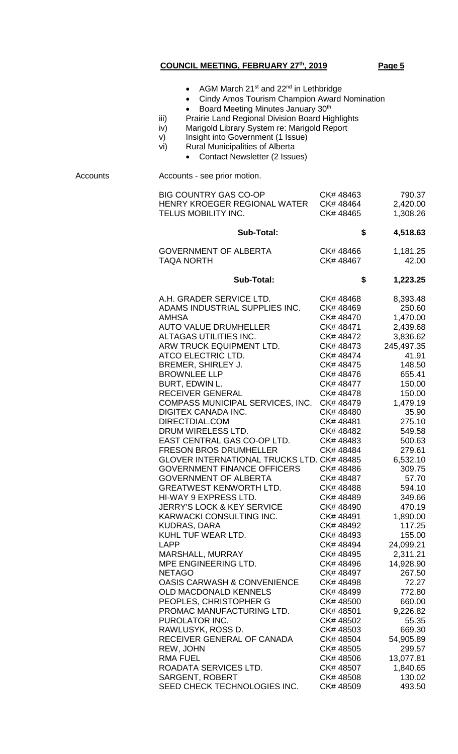- AGM March 21st and 22nd in Lethbridge
- Cindy Amos Tourism Champion Award Nomination
- Board Meeting Minutes January 30th

iii) Prairie Land Regional Division Board Highlights

iv) Marigold Library System re: Marigold Report

v) Insight into Government (1 Issue)

vi) Rural Municipalities of Alberta

- Contact Newsletter (2 Issues)

Accounts

Accounts - see prior motion.

| | | |
|---|---|---|
| BIG COUNTRY GAS CO-OP | CK# 48463 | 790.37 |
| HENRY KROEGER REGIONAL WATER | CK# 48464 | 2,420.00 |
| TELUS MOBILITY INC. | CK# 48465 | 1,308.26 |
| **Sub-Total:** | **$** | **4,518.63** |
| GOVERNMENT OF ALBERTA | CK# 48466 | 1,181.25 |
| TAQA NORTH | CK# 48467 | 42.00 |
| **Sub-Total:** | **$** | **1,223.25** |
| A.H. GRADER SERVICE LTD. | CK# 48468 | 8,393.48 |
| ADAMS INDUSTRIAL SUPPLIES INC. | CK# 48469 | 250.60 |
| AMHSA | CK# 48470 | 1,470.00 |
| AUTO VALUE DRUMHELLER | CK# 48471 | 2,439.68 |
| ALTAGAS UTILITIES INC. | CK# 48472 | 3,836.62 |
| ARW TRUCK EQUIPMENT LTD. | CK# 48473 | 245,497.35 |
| ATCO ELECTRIC LTD. | CK# 48474 | 41.91 |
| BREMER, SHIRLEY J. | CK# 48475 | 148.50 |
| BROWNLEE LLP | CK# 48476 | 655.41 |
| BURT, EDWIN L. | CK# 48477 | 150.00 |
| RECEIVER GENERAL | CK# 48478 | 150.00 |
| COMPASS MUNICIPAL SERVICES, INC. | CK# 48479 | 1,479.19 |
| DIGITEX CANADA INC. | CK# 48480 | 35.90 |
| DIRECTDIAL.COM | CK# 48481 | 275.10 |
| DRUM WIRELESS LTD. | CK# 48482 | 549.58 |
| EAST CENTRAL GAS CO-OP LTD. | CK# 48483 | 500.63 |
| FRESON BROS DRUMHELLER | CK# 48484 | 279.61 |
| GLOVER INTERNATIONAL TRUCKS LTD. | CK# 48485 | 6,532.10 |
| GOVERNMENT FINANCE OFFICERS | CK# 48486 | 309.75 |
| GOVERNMENT OF ALBERTA | CK# 48487 | 57.70 |
| GREATWEST KENWORTH LTD. | CK# 48488 | 594.10 |
| HI-WAY 9 EXPRESS LTD. | CK# 48489 | 349.66 |
| JERRY'S LOCK & KEY SERVICE | CK# 48490 | 470.19 |
| KARWACKI CONSULTING INC. | CK# 48491 | 1,890.00 |
| KUDRAS, DARA | CK# 48492 | 117.25 |
| KUHL TUF WEAR LTD. | CK# 48493 | 155.00 |
| LAPP | CK# 48494 | 24,099.21 |
| MARSHALL, MURRAY | CK# 48495 | 2,311.21 |
| MPE ENGINEERING LTD. | CK# 48496 | 14,928.90 |
| NETAGO | CK# 48497 | 267.50 |
| OASIS CARWASH & CONVENIENCE | CK# 48498 | 72.27 |
| OLD MACDONALD KENNELS | CK# 48499 | 772.80 |
| PEOPLES, CHRISTOPHER G | CK# 48500 | 660.00 |
| PROMAC MANUFACTURING LTD. | CK# 48501 | 9,226.82 |
| PUROLATOR INC. | CK# 48502 | 55.35 |
| RAWLUSYK, ROSS D. | CK# 48503 | 669.30 |
| RECEIVER GENERAL OF CANADA | CK# 48504 | 54,905.89 |
| REW, JOHN | CK# 48505 | 299.57 |
| RMA FUEL | CK# 48506 | 13,077.81 |
| ROADATA SERVICES LTD. | CK# 48507 | 1,840.65 |
| SARGENT, ROBERT | CK# 48508 | 130.02 |
| SEED CHECK TECHNOLOGIES INC. | CK# 48509 | 493.50 |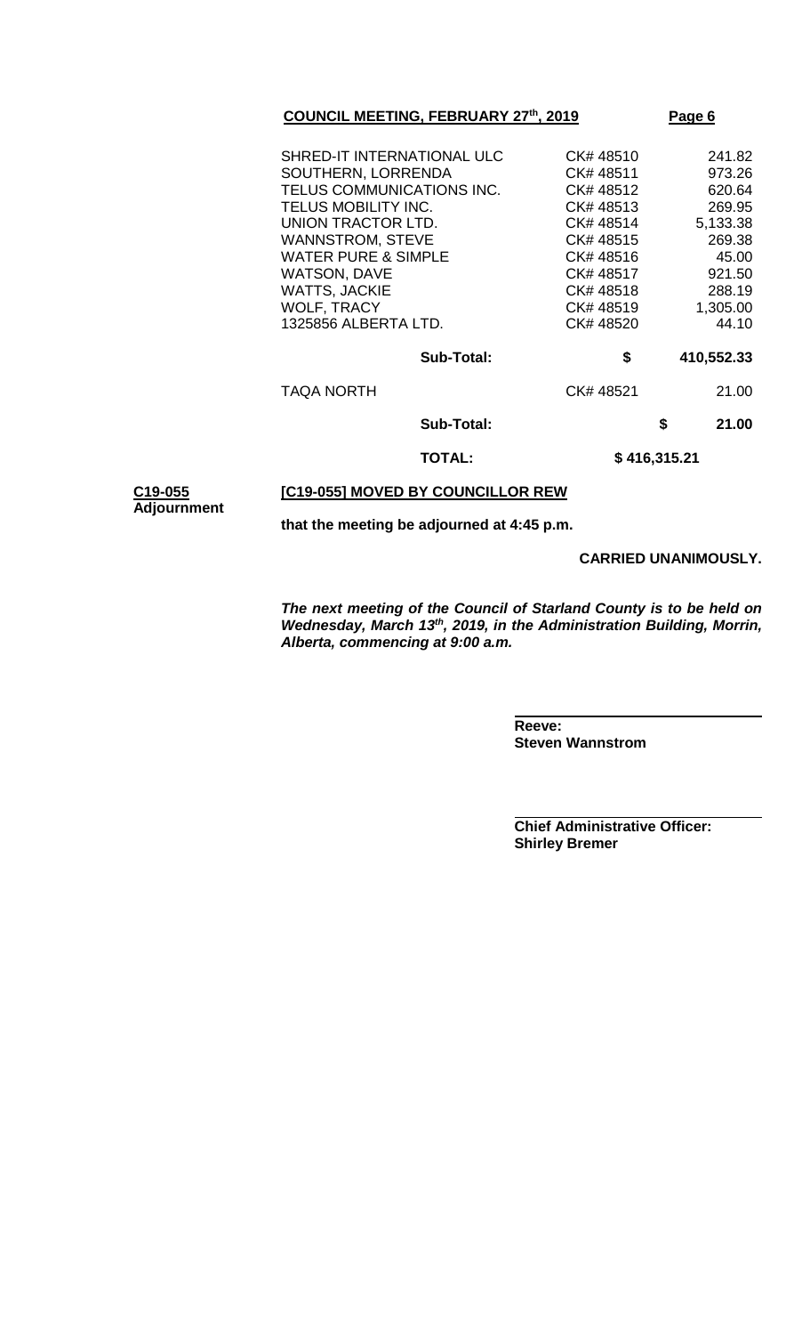**COUNCIL MEETING, FEBRUARY 27th, 2019**

| | | |
|---|---|---|
| SHRED-IT INTERNATIONAL ULC | CK# 48510 | 241.82 |
| SOUTHERN, LORRENDA | CK# 48511 | 973.26 |
| TELUS COMMUNICATIONS INC. | CK# 48512 | 620.64 |
| TELUS MOBILITY INC. | CK# 48513 | 269.95 |
| UNION TRACTOR LTD. | CK# 48514 | 5,133.38 |
| WANNSTROM, STEVE | CK# 48515 | 269.38 |
| WATER PURE & SIMPLE | CK# 48516 | 45.00 |
| WATSON, DAVE | CK# 48517 | 921.50 |
| WATTS, JACKIE | CK# 48518 | 288.19 |
| WOLF, TRACY | CK# 48519 | 1,305.00 |
| 1325856 ALBERTA LTD. | CK# 48520 | 44.10 |
| **Sub-Total:** | **$** | **410,552.33** |
| TAQA NORTH | CK# 48521 | 21.00 |
| **Sub-Total:** | **$** | **21.00** |
| **TOTAL:** | | **$ 416,315.21** |

**C19-055 Adjournment**

**[C19-055] MOVED BY COUNCILLOR REW**

**that the meeting be adjourned at 4:45 p.m.**

**CARRIED UNANIMOUSLY.**

***The next meeting of the Council of Starland County is to be held on Wednesday, March 13th, 2019, in the Administration Building, Morrin, Alberta, commencing at 9:00 a.m.***

**Reeve:**
**Steven Wannstrom**

**Chief Administrative Officer:**
**Shirley Bremer**